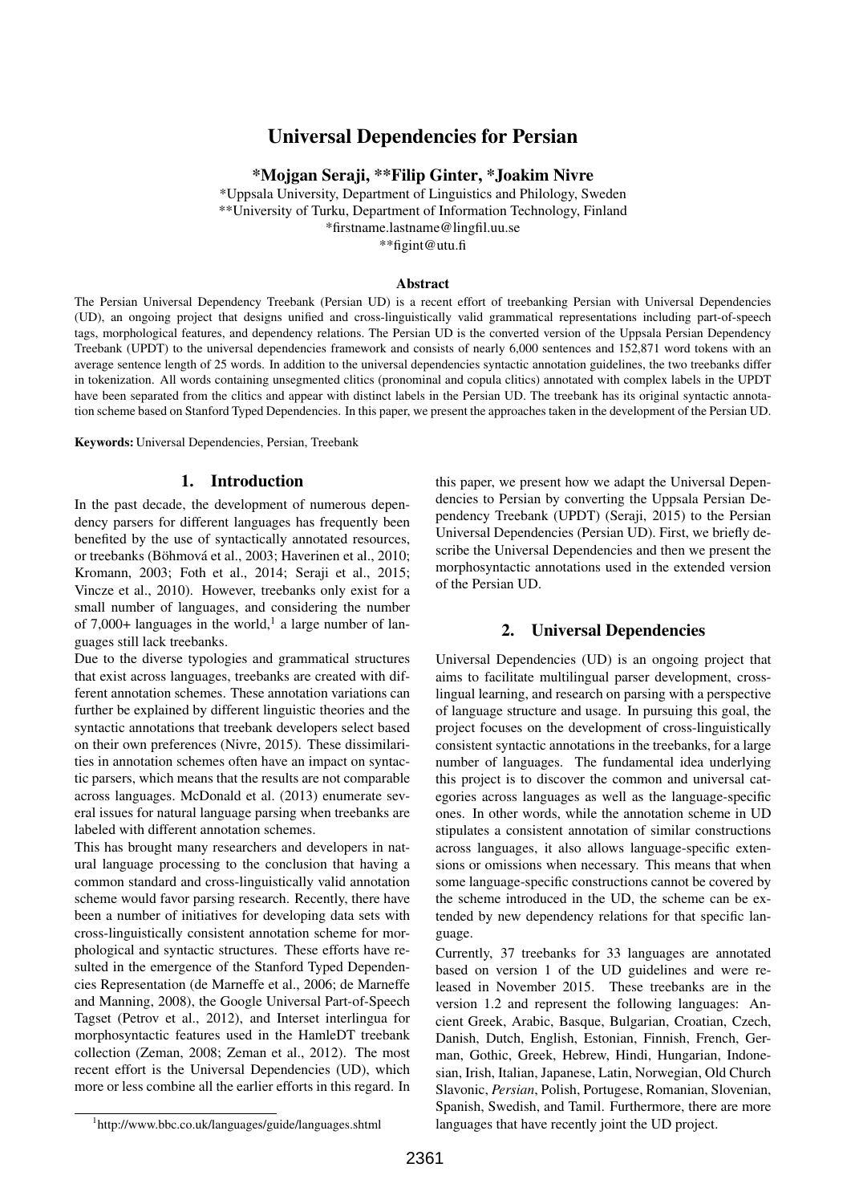# Universal Dependencies for Persian

**\*Mojgan Seraji, \*\*Filip Ginter, \*Joakim Nivre**

\*Uppsala University, Department of Linguistics and Philology, Sweden
\*\*University of Turku, Department of Information Technology, Finland
\*firstname.lastname@lingfil.uu.se
\*\*figint@utu.fi

### Abstract

The Persian Universal Dependency Treebank (Persian UD) is a recent effort of treebanking Persian with Universal Dependencies (UD), an ongoing project that designs unified and cross-linguistically valid grammatical representations including part-of-speech tags, morphological features, and dependency relations. The Persian UD is the converted version of the Uppsala Persian Dependency Treebank (UPDT) to the universal dependencies framework and consists of nearly 6,000 sentences and 152,871 word tokens with an average sentence length of 25 words. In addition to the universal dependencies syntactic annotation guidelines, the two treebanks differ in tokenization. All words containing unsegmented clitics (pronominal and copula clitics) annotated with complex labels in the UPDT have been separated from the clitics and appear with distinct labels in the Persian UD. The treebank has its original syntactic annotation scheme based on Stanford Typed Dependencies. In this paper, we present the approaches taken in the development of the Persian UD.

**Keywords:** Universal Dependencies, Persian, Treebank

## 1. Introduction

In the past decade, the development of numerous dependency parsers for different languages has frequently been benefited by the use of syntactically annotated resources, or treebanks (Böhmová et al., 2003; Haverinen et al., 2010; Kromann, 2003; Foth et al., 2014; Seraji et al., 2015; Vincze et al., 2010). However, treebanks only exist for a small number of languages, and considering the number of 7,000+ languages in the world,[1] a large number of languages still lack treebanks.

Due to the diverse typologies and grammatical structures that exist across languages, treebanks are created with different annotation schemes. These annotation variations can further be explained by different linguistic theories and the syntactic annotations that treebank developers select based on their own preferences (Nivre, 2015). These dissimilarities in annotation schemes often have an impact on syntactic parsers, which means that the results are not comparable across languages. McDonald et al. (2013) enumerate several issues for natural language parsing when treebanks are labeled with different annotation schemes.

This has brought many researchers and developers in natural language processing to the conclusion that having a common standard and cross-linguistically valid annotation scheme would favor parsing research. Recently, there have been a number of initiatives for developing data sets with cross-linguistically consistent annotation scheme for morphological and syntactic structures. These efforts have resulted in the emergence of the Stanford Typed Dependencies Representation (de Marneffe et al., 2006; de Marneffe and Manning, 2008), the Google Universal Part-of-Speech Tagset (Petrov et al., 2012), and Interset interlingua for morphosyntactic features used in the HamleDT treebank collection (Zeman, 2008; Zeman et al., 2012). The most recent effort is the Universal Dependencies (UD), which more or less combine all the earlier efforts in this regard. In this paper, we present how we adapt the Universal Dependencies to Persian by converting the Uppsala Persian Dependency Treebank (UPDT) (Seraji, 2015) to the Persian Universal Dependencies (Persian UD). First, we briefly describe the Universal Dependencies and then we present the morphosyntactic annotations used in the extended version of the Persian UD.

## 2. Universal Dependencies

Universal Dependencies (UD) is an ongoing project that aims to facilitate multilingual parser development, cross-lingual learning, and research on parsing with a perspective of language structure and usage. In pursuing this goal, the project focuses on the development of cross-linguistically consistent syntactic annotations in the treebanks, for a large number of languages. The fundamental idea underlying this project is to discover the common and universal categories across languages as well as the language-specific ones. In other words, while the annotation scheme in UD stipulates a consistent annotation of similar constructions across languages, it also allows language-specific extensions or omissions when necessary. This means that when some language-specific constructions cannot be covered by the scheme introduced in the UD, the scheme can be extended by new dependency relations for that specific language.

Currently, 37 treebanks for 33 languages are annotated based on version 1 of the UD guidelines and were released in November 2015. These treebanks are in the version 1.2 and represent the following languages: Ancient Greek, Arabic, Basque, Bulgarian, Croatian, Czech, Danish, Dutch, English, Estonian, Finnish, French, German, Gothic, Greek, Hebrew, Hindi, Hungarian, Indonesian, Irish, Italian, Japanese, Latin, Norwegian, Old Church Slavonic, *Persian*, Polish, Portugese, Romanian, Slovenian, Spanish, Swedish, and Tamil. Furthermore, there are more languages that have recently joint the UD project.

[1] http://www.bbc.co.uk/languages/guide/languages.shtml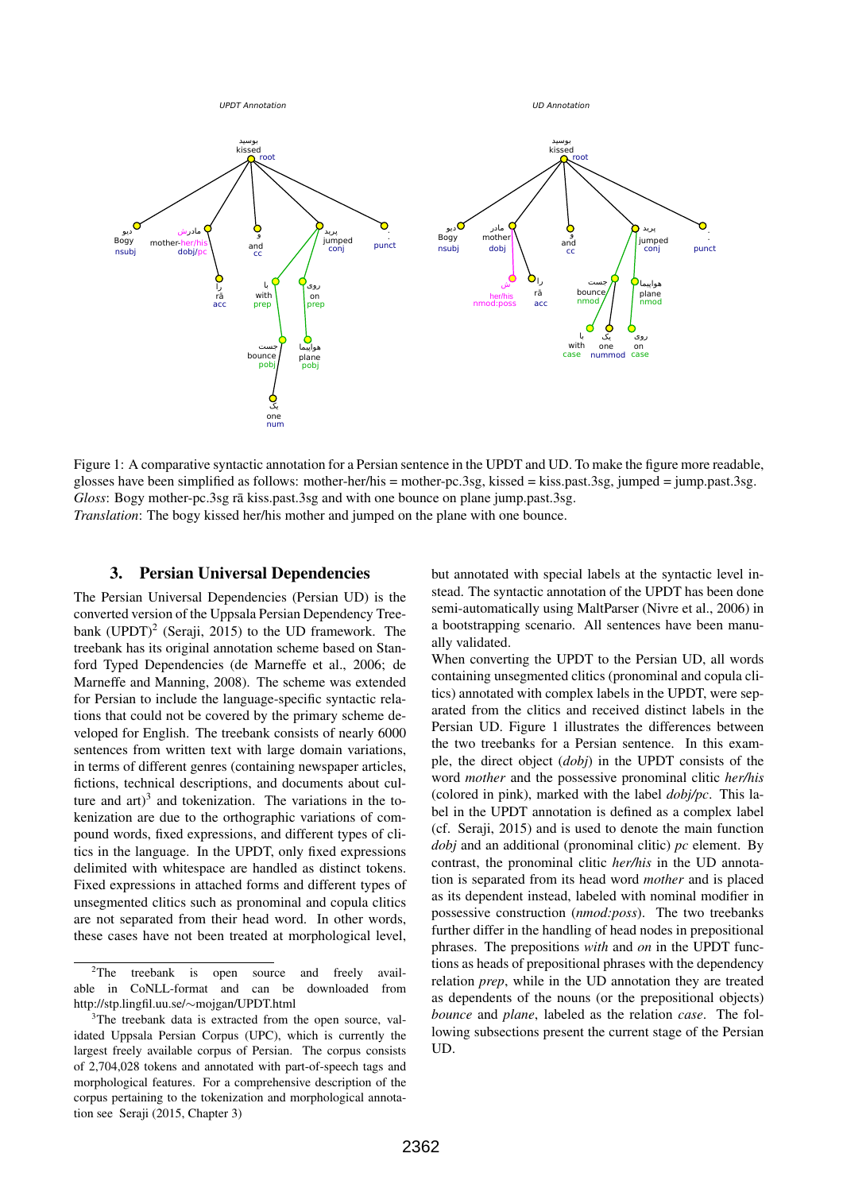UPDT Annotation

UD Annotation

Figure 1: A comparative syntactic annotation for a Persian sentence in the UPDT and UD. To make the figure more readable, glosses have been simplified as follows: mother-her/his = mother-pc.3sg, kissed = kiss.past.3sg, jumped = jump.past.3sg. *Gloss*: Bogy mother-pc.3sg rā kiss.past.3sg and with one bounce on plane jump.past.3sg.
*Translation*: The bogy kissed her/his mother and jumped on the plane with one bounce.

## 3. Persian Universal Dependencies

The Persian Universal Dependencies (Persian UD) is the converted version of the Uppsala Persian Dependency Treebank (UPDT)[2] (Seraji, 2015) to the UD framework. The treebank has its original annotation scheme based on Stanford Typed Dependencies (de Marneffe et al., 2006; de Marneffe and Manning, 2008). The scheme was extended for Persian to include the language-specific syntactic relations that could not be covered by the primary scheme developed for English. The treebank consists of nearly 6000 sentences from written text with large domain variations, in terms of different genres (containing newspaper articles, fictions, technical descriptions, and documents about culture and art)[3] and tokenization. The variations in the tokenization are due to the orthographic variations of compound words, fixed expressions, and different types of clitics in the language. In the UPDT, only fixed expressions delimited with whitespace are handled as distinct tokens. Fixed expressions in attached forms and different types of unsegmented clitics such as pronominal and copula clitics are not separated from their head word. In other words, these cases have not been treated at morphological level, but annotated with special labels at the syntactic level instead. The syntactic annotation of the UPDT has been done semi-automatically using MaltParser (Nivre et al., 2006) in a bootstrapping scenario. All sentences have been manually validated.

When converting the UPDT to the Persian UD, all words containing unsegmented clitics (pronominal and copula clitics) annotated with complex labels in the UPDT, were separated from the clitics and received distinct labels in the Persian UD. Figure 1 illustrates the differences between the two treebanks for a Persian sentence. In this example, the direct object (*dobj*) in the UPDT consists of the word *mother* and the possessive pronominal clitic *her/his* (colored in pink), marked with the label *dobj/pc*. This label in the UPDT annotation is defined as a complex label (cf. Seraji, 2015) and is used to denote the main function *dobj* and an additional (pronominal clitic) *pc* element. By contrast, the pronominal clitic *her/his* in the UD annotation is separated from its head word *mother* and is placed as its dependent instead, labeled with nominal modifier in possessive construction (*nmod:poss*). The two treebanks further differ in the handling of head nodes in prepositional phrases. The prepositions *with* and *on* in the UPDT functions as heads of prepositional phrases with the dependency relation *prep*, while in the UD annotation they are treated as dependents of the nouns (or the prepositional objects) *bounce* and *plane*, labeled as the relation *case*. The following subsections present the current stage of the Persian UD.

---

[2] The treebank is open source and freely available in CoNLL-format and can be downloaded from http://stp.lingfil.uu.se/∼mojgan/UPDT.html

[3] The treebank data is extracted from the open source, validated Uppsala Persian Corpus (UPC), which is currently the largest freely available corpus of Persian. The corpus consists of 2,704,028 tokens and annotated with part-of-speech tags and morphological features. For a comprehensive description of the corpus pertaining to the tokenization and morphological annotation see Seraji (2015, Chapter 3)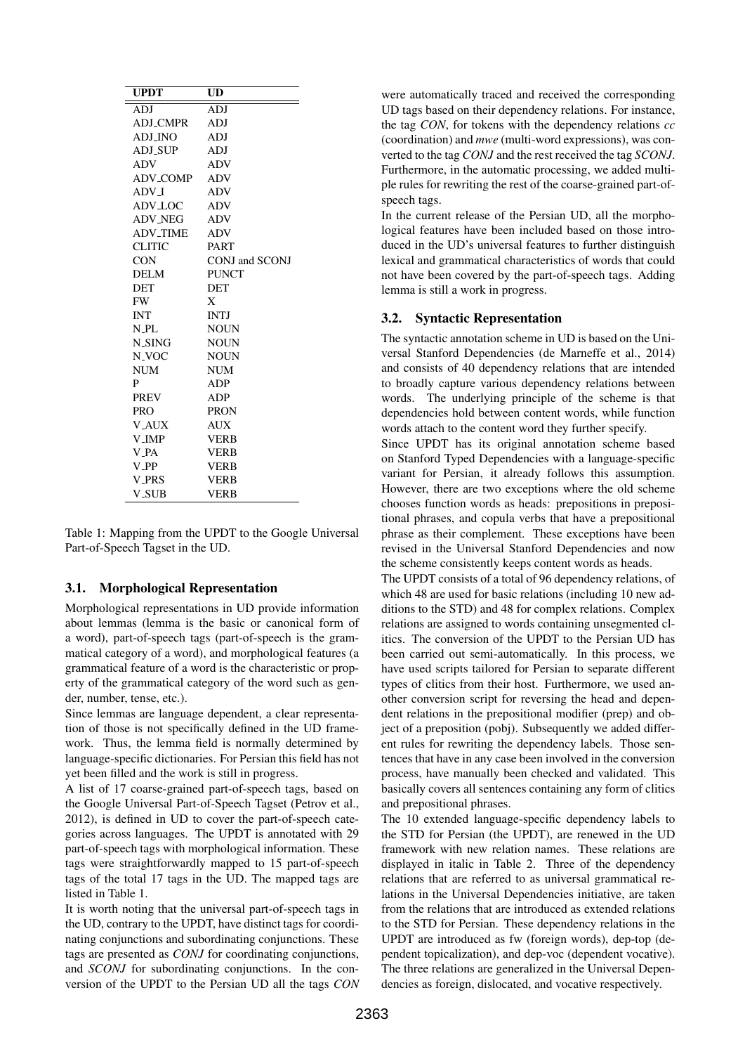| UPDT | UD |
|---|---|
| ADJ | ADJ |
| ADJ_CMPR | ADJ |
| ADJ_INO | ADJ |
| ADJ_SUP | ADJ |
| ADV | ADV |
| ADV_COMP | ADV |
| ADV_I | ADV |
| ADV_LOC | ADV |
| ADV_NEG | ADV |
| ADV_TIME | ADV |
| CLITIC | PART |
| CON | CONJ and SCONJ |
| DELM | PUNCT |
| DET | DET |
| FW | X |
| INT | INTJ |
| N_PL | NOUN |
| N_SING | NOUN |
| N_VOC | NOUN |
| NUM | NUM |
| P | ADP |
| PREV | ADP |
| PRO | PRON |
| V_AUX | AUX |
| V_IMP | VERB |
| V_PA | VERB |
| V_PP | VERB |
| V_PRS | VERB |
| V_SUB | VERB |

Table 1: Mapping from the UPDT to the Google Universal Part-of-Speech Tagset in the UD.

### 3.1. Morphological Representation

Morphological representations in UD provide information about lemmas (lemma is the basic or canonical form of a word), part-of-speech tags (part-of-speech is the grammatical category of a word), and morphological features (a grammatical feature of a word is the characteristic or property of the grammatical category of the word such as gender, number, tense, etc.).

Since lemmas are language dependent, a clear representation of those is not specifically defined in the UD framework. Thus, the lemma field is normally determined by language-specific dictionaries. For Persian this field has not yet been filled and the work is still in progress.

A list of 17 coarse-grained part-of-speech tags, based on the Google Universal Part-of-Speech Tagset (Petrov et al., 2012), is defined in UD to cover the part-of-speech categories across languages. The UPDT is annotated with 29 part-of-speech tags with morphological information. These tags were straightforwardly mapped to 15 part-of-speech tags of the total 17 tags in the UD. The mapped tags are listed in Table 1.

It is worth noting that the universal part-of-speech tags in the UD, contrary to the UPDT, have distinct tags for coordinating conjunctions and subordinating conjunctions. These tags are presented as *CONJ* for coordinating conjunctions, and *SCONJ* for subordinating conjunctions. In the conversion of the UPDT to the Persian UD all the tags *CON* were automatically traced and received the corresponding UD tags based on their dependency relations. For instance, the tag *CON*, for tokens with the dependency relations *cc* (coordination) and *mwe* (multi-word expressions), was converted to the tag *CONJ* and the rest received the tag *SCONJ*. Furthermore, in the automatic processing, we added multiple rules for rewriting the rest of the coarse-grained part-of-speech tags.

In the current release of the Persian UD, all the morphological features have been included based on those introduced in the UD's universal features to further distinguish lexical and grammatical characteristics of words that could not have been covered by the part-of-speech tags. Adding lemma is still a work in progress.

### 3.2. Syntactic Representation

The syntactic annotation scheme in UD is based on the Universal Stanford Dependencies (de Marneffe et al., 2014) and consists of 40 dependency relations that are intended to broadly capture various dependency relations between words. The underlying principle of the scheme is that dependencies hold between content words, while function words attach to the content word they further specify.

Since UPDT has its original annotation scheme based on Stanford Typed Dependencies with a language-specific variant for Persian, it already follows this assumption. However, there are two exceptions where the old scheme chooses function words as heads: prepositions in prepositional phrases, and copula verbs that have a prepositional phrase as their complement. These exceptions have been revised in the Universal Stanford Dependencies and now the scheme consistently keeps content words as heads.

The UPDT consists of a total of 96 dependency relations, of which 48 are used for basic relations (including 10 new additions to the STD) and 48 for complex relations. Complex relations are assigned to words containing unsegmented clitics. The conversion of the UPDT to the Persian UD has been carried out semi-automatically. In this process, we have used scripts tailored for Persian to separate different types of clitics from their host. Furthermore, we used another conversion script for reversing the head and dependent relations in the prepositional modifier (prep) and object of a preposition (pobj). Subsequently we added different rules for rewriting the dependency labels. Those sentences that have in any case been involved in the conversion process, have manually been checked and validated. This basically covers all sentences containing any form of clitics and prepositional phrases.

The 10 extended language-specific dependency labels to the STD for Persian (the UPDT), are renewed in the UD framework with new relation names. These relations are displayed in italic in Table 2. Three of the dependency relations that are referred to as universal grammatical relations in the Universal Dependencies initiative, are taken from the relations that are introduced as extended relations to the STD for Persian. These dependency relations in the UPDT are introduced as fw (foreign words), dep-top (dependent topicalization), and dep-voc (dependent vocative). The three relations are generalized in the Universal Dependencies as foreign, dislocated, and vocative respectively.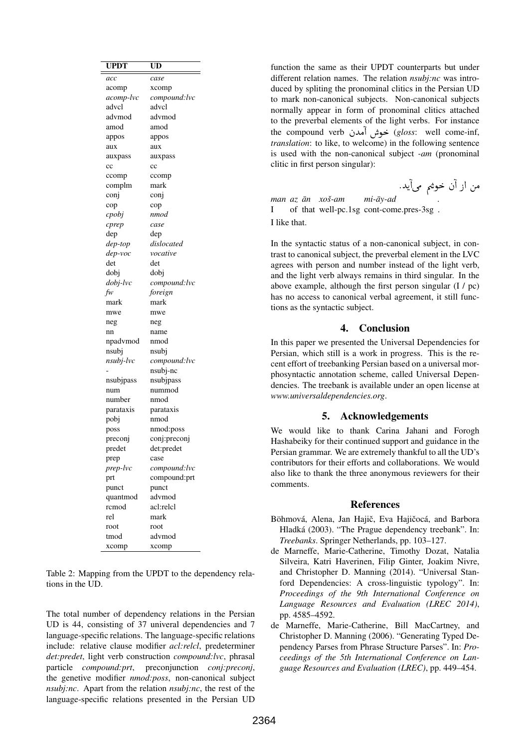| UPDT | UD |
|---|---|
| *acc* | *case* |
| acomp | xcomp |
| *acomp-lvc* | *compound:lvc* |
| advcl | advcl |
| advmod | advmod |
| amod | amod |
| appos | appos |
| aux | aux |
| auxpass | auxpass |
| cc | cc |
| ccomp | ccomp |
| complm | mark |
| conj | conj |
| cop | cop |
| *cpobj* | *nmod* |
| *cprep* | *case* |
| dep | dep |
| *dep-top* | *dislocated* |
| *dep-voc* | *vocative* |
| det | det |
| dobj | dobj |
| *dobj-lvc* | *compound:lvc* |
| *fw* | *foreign* |
| mark | mark |
| mwe | mwe |
| neg | neg |
| nn | name |
| npadvmod | nmod |
| nsubj | nsubj |
| *nsubj-lvc* | *compound:lvc* |
| - | nsubj-nc |
| nsubjpass | nsubjpass |
| num | nummod |
| number | nmod |
| parataxis | parataxis |
| pobj | nmod |
| poss | nmod:poss |
| preconj | conj:preconj |
| predet | det:predet |
| prep | case |
| *prep-lvc* | *compound:lvc* |
| prt | compound:prt |
| punct | punct |
| quantmod | advmod |
| rcmod | acl:relcl |
| rel | mark |
| root | root |
| tmod | advmod |
| xcomp | xcomp |

Table 2: Mapping from the UPDT to the dependency relations in the UD.

The total number of dependency relations in the Persian UD is 44, consisting of 37 univeral dependencies and 7 language-specific relations. The language-specific relations include: relative clause modifier *acl:relcl*, predeterminer *det:predet*, light verb construction *compound:lvc*, phrasal particle *compound:prt*, preconjunction *conj:preconj*, the genetive modifier *nmod:poss*, non-canonical subject *nsubj:nc*. Apart from the relation *nsubj:nc*, the rest of the language-specific relations presented in the Persian UD function the same as their UPDT counterparts but under different relation names. The relation *nsubj:nc* was introduced by spliting the pronominal clitics in the Persian UD to mark non-canonical subjects. Non-canonical subjects normally appear in form of pronominal clitics attached to the preverbal elements of the light verbs. For instance the compound verb خوش آمدن (*gloss*: well come-inf, *translation*: to like, to welcome) in the following sentence is used with the non-canonical subject *-am* (pronominal clitic in first person singular):

من از آن خوشم می‌آید.

| *man* | *az* | *ān* | *xoš-am* | *mi-āy-ad* | . |
|---|---|---|---|---|---|
| I | of | that | well-pc.1sg | cont-come.pres-3sg | . |

I like that.

In the syntactic status of a non-canonical subject, in contrast to canonical subject, the preverbal element in the LVC agrees with person and number instead of the light verb, and the light verb always remains in third singular. In the above example, although the first person singular (I / pc) has no access to canonical verbal agreement, it still functions as the syntactic subject.

## 4. Conclusion

In this paper we presented the Universal Dependencies for Persian, which still is a work in progress. This is the recent effort of treebanking Persian based on a universal morphosyntactic annotation scheme, called Universal Dependencies. The treebank is available under an open license at *www.universaldependencies.org*.

## 5. Acknowledgements

We would like to thank Carina Jahani and Forogh Hashabeiky for their continued support and guidance in the Persian grammar. We are extremely thankful to all the UD's contributors for their efforts and collaborations. We would also like to thank the three anonymous reviewers for their comments.

## References

Böhmová, Alena, Jan Hajič, Eva Hajičocá, and Barbora Hladká (2003). "The Prague dependency treebank". In: *Treebanks*. Springer Netherlands, pp. 103–127.

de Marneffe, Marie-Catherine, Timothy Dozat, Natalia Silveira, Katri Haverinen, Filip Ginter, Joakim Nivre, and Christopher D. Manning (2014). "Universal Stanford Dependencies: A cross-linguistic typology". In: *Proceedings of the 9th International Conference on Language Resources and Evaluation (LREC 2014)*, pp. 4585–4592.

de Marneffe, Marie-Catherine, Bill MacCartney, and Christopher D. Manning (2006). "Generating Typed Dependency Parses from Phrase Structure Parses". In: *Proceedings of the 5th International Conference on Language Resources and Evaluation (LREC)*, pp. 449–454.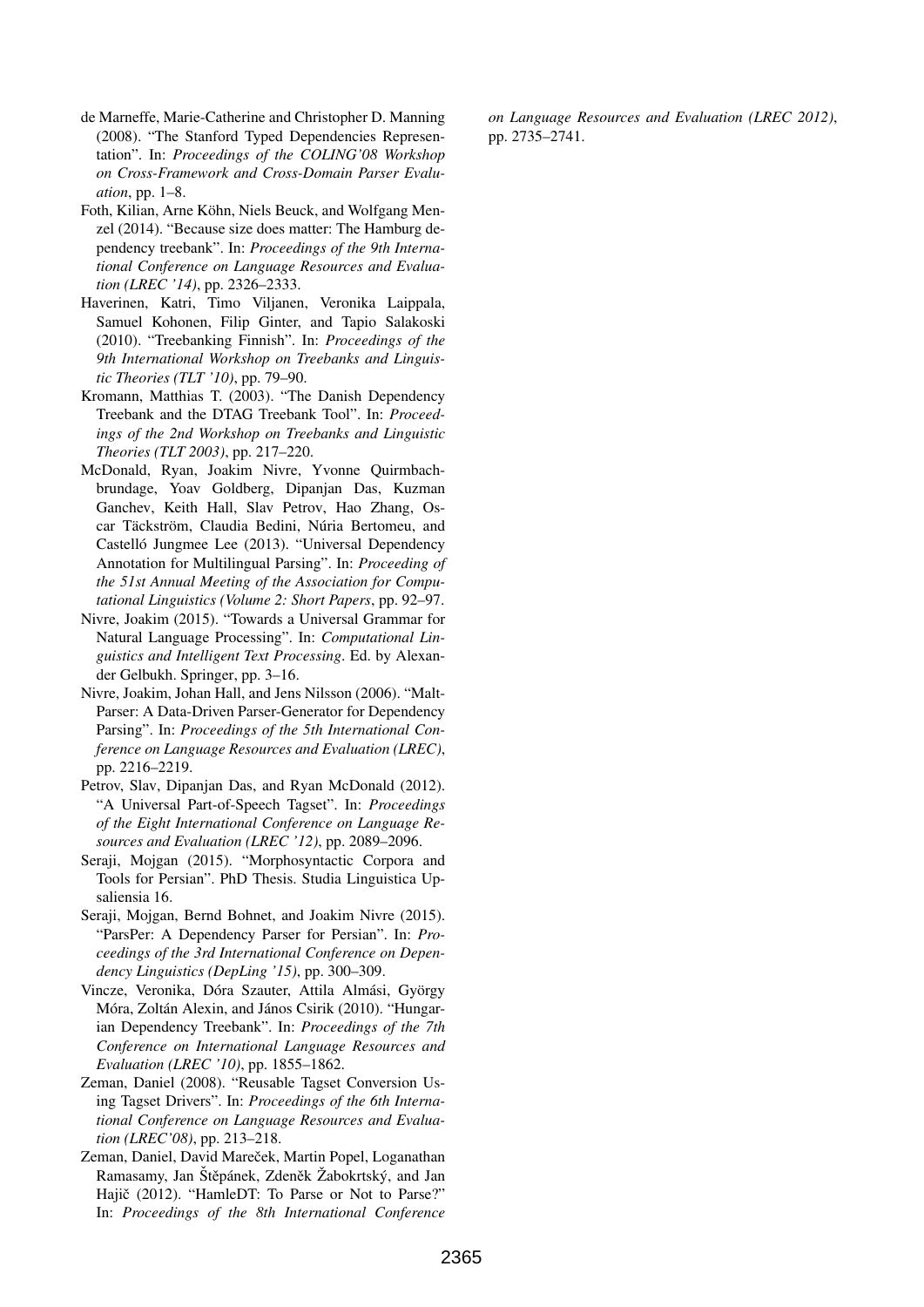de Marneffe, Marie-Catherine and Christopher D. Manning (2008). "The Stanford Typed Dependencies Representation". In: *Proceedings of the COLING'08 Workshop on Cross-Framework and Cross-Domain Parser Evaluation*, pp. 1–8.

Foth, Kilian, Arne Köhn, Niels Beuck, and Wolfgang Menzel (2014). "Because size does matter: The Hamburg dependency treebank". In: *Proceedings of the 9th International Conference on Language Resources and Evaluation (LREC '14)*, pp. 2326–2333.

Haverinen, Katri, Timo Viljanen, Veronika Laippala, Samuel Kohonen, Filip Ginter, and Tapio Salakoski (2010). "Treebanking Finnish". In: *Proceedings of the 9th International Workshop on Treebanks and Linguistic Theories (TLT '10)*, pp. 79–90.

Kromann, Matthias T. (2003). "The Danish Dependency Treebank and the DTAG Treebank Tool". In: *Proceedings of the 2nd Workshop on Treebanks and Linguistic Theories (TLT 2003)*, pp. 217–220.

McDonald, Ryan, Joakim Nivre, Yvonne Quirmbachbrundage, Yoav Goldberg, Dipanjan Das, Kuzman Ganchev, Keith Hall, Slav Petrov, Hao Zhang, Oscar Täckström, Claudia Bedini, Núria Bertomeu, and Castelló Jungmee Lee (2013). "Universal Dependency Annotation for Multilingual Parsing". In: *Proceeding of the 51st Annual Meeting of the Association for Computational Linguistics (Volume 2: Short Papers*, pp. 92–97.

Nivre, Joakim (2015). "Towards a Universal Grammar for Natural Language Processing". In: *Computational Linguistics and Intelligent Text Processing*. Ed. by Alexander Gelbukh. Springer, pp. 3–16.

Nivre, Joakim, Johan Hall, and Jens Nilsson (2006). "MaltParser: A Data-Driven Parser-Generator for Dependency Parsing". In: *Proceedings of the 5th International Conference on Language Resources and Evaluation (LREC)*, pp. 2216–2219.

Petrov, Slav, Dipanjan Das, and Ryan McDonald (2012). "A Universal Part-of-Speech Tagset". In: *Proceedings of the Eight International Conference on Language Resources and Evaluation (LREC '12)*, pp. 2089–2096.

Seraji, Mojgan (2015). "Morphosyntactic Corpora and Tools for Persian". PhD Thesis. Studia Linguistica Upsaliensia 16.

Seraji, Mojgan, Bernd Bohnet, and Joakim Nivre (2015). "ParsPer: A Dependency Parser for Persian". In: *Proceedings of the 3rd International Conference on Dependency Linguistics (DepLing '15)*, pp. 300–309.

Vincze, Veronika, Dóra Szauter, Attila Almási, György Móra, Zoltán Alexin, and János Csirik (2010). "Hungarian Dependency Treebank". In: *Proceedings of the 7th Conference on International Language Resources and Evaluation (LREC '10)*, pp. 1855–1862.

Zeman, Daniel (2008). "Reusable Tagset Conversion Using Tagset Drivers". In: *Proceedings of the 6th International Conference on Language Resources and Evaluation (LREC'08)*, pp. 213–218.

Zeman, Daniel, David Mareček, Martin Popel, Loganathan Ramasamy, Jan Štěpánek, Zdeněk Žabokrtský, and Jan Hajič (2012). "HamleDT: To Parse or Not to Parse?" In: *Proceedings of the 8th International Conference on Language Resources and Evaluation (LREC 2012)*, pp. 2735–2741.